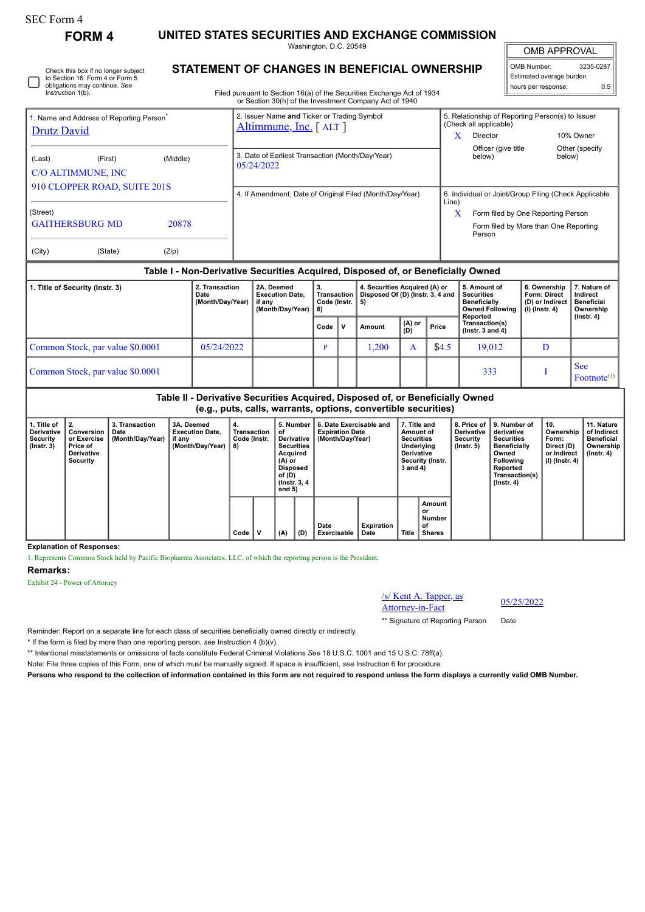SEC Form 4

# FORM 4

## UNITED STATES SECURITIES AND EXCHANGE COMMISSION

Washington, D.C. 20549

## STATEMENT OF CHANGES IN BENEFICIAL OWNERSHIP

Filed pursuant to Section 16(a) of the Securities Exchange Act of 1934 or Section 30(h) of the Investment Company Act of 1940

☐ Check this box if no longer subject to Section 16. Form 4 or Form 5 obligations may continue. *See* Instruction 1(b).

| OMB APPROVAL | |
|---|---|
| OMB Number: | 3235-0287 |
| Estimated average burden | |
| hours per response: | 0.5 |

1. Name and Address of Reporting Person*
Drutz David

(Last) (First) (Middle)
C/O ALTIMMUNE, INC
910 CLOPPER ROAD, SUITE 201S

(Street)
GAITHERSBURG MD 20878

(City) (State) (Zip)

2. Issuer Name **and** Ticker or Trading Symbol
Altimmune, Inc. [ ALT ]

3. Date of Earliest Transaction (Month/Day/Year)
05/24/2022

4. If Amendment, Date of Original Filed (Month/Day/Year)

5. Relationship of Reporting Person(s) to Issuer (Check all applicable)
X Director
10% Owner
Officer (give title below)
Other (specify below)

6. Individual or Joint/Group Filing (Check Applicable Line)
X Form filed by One Reporting Person
Form filed by More than One Reporting Person

### Table I - Non-Derivative Securities Acquired, Disposed of, or Beneficially Owned

| 1. Title of Security (Instr. 3) | 2. Transaction Date (Month/Day/Year) | 2A. Deemed Execution Date, if any (Month/Day/Year) | 3. Transaction Code (Instr. 8) | | 4. Securities Acquired (A) or Disposed Of (D) (Instr. 3, 4 and 5) | | | 5. Amount of Securities Beneficially Owned Following Reported Transaction(s) (Instr. 3 and 4) | 6. Ownership Form: Direct (D) or Indirect (I) (Instr. 4) | 7. Nature of Indirect Beneficial Ownership (Instr. 4) |
|---|---|---|---|---|---|---|---|---|---|---|
| | | | Code | V | Amount | (A) or (D) | Price | | | |
| Common Stock, par value $0.0001 | 05/24/2022 | | P | | 1,200 | A | $4.5 | 19,012 | D | |
| Common Stock, par value $0.0001 | | | | | | | | 333 | I | See Footnote[1] |

### Table II - Derivative Securities Acquired, Disposed of, or Beneficially Owned (e.g., puts, calls, warrants, options, convertible securities)

| 1. Title of Derivative Security (Instr. 3) | 2. Conversion or Exercise Price of Derivative Security | 3. Transaction Date (Month/Day/Year) | 3A. Deemed Execution Date, if any (Month/Day/Year) | 4. Transaction Code (Instr. 8) | | 5. Number of Derivative Securities Acquired (A) or Disposed of (D) (Instr. 3, 4 and 5) | | 6. Date Exercisable and Expiration Date (Month/Day/Year) | | 7. Title and Amount of Securities Underlying Derivative Security (Instr. 3 and 4) | | 8. Price of Derivative Security (Instr. 5) | 9. Number of derivative Securities Beneficially Owned Following Reported Transaction(s) (Instr. 4) | 10. Ownership Form: Direct (D) or Indirect (I) (Instr. 4) | 11. Nature of Indirect Beneficial Ownership (Instr. 4) |
|---|---|---|---|---|---|---|---|---|---|---|---|---|---|---|---|
| | | | | Code | V | (A) | (D) | Date Exercisable | Expiration Date | Title | Amount or Number of Shares | | | | |

**Explanation of Responses:**

1. Represents Common Stock held by Pacific Biopharma Associates, LLC, of which the reporting person is the President.

**Remarks:**

Exhibit 24 - Power of Attorney

/s/ Kent A. Tapper, as Attorney-in-Fact    05/25/2022

** Signature of Reporting Person    Date

Reminder: Report on a separate line for each class of securities beneficially owned directly or indirectly.

* If the form is filed by more than one reporting person, *see* Instruction 4 (b)(v).

** Intentional misstatements or omissions of facts constitute Federal Criminal Violations *See* 18 U.S.C. 1001 and 15 U.S.C. 78ff(a).

Note: File three copies of this Form, one of which must be manually signed. If space is insufficient, *see* Instruction 6 for procedure.

**Persons who respond to the collection of information contained in this form are not required to respond unless the form displays a currently valid OMB Number.**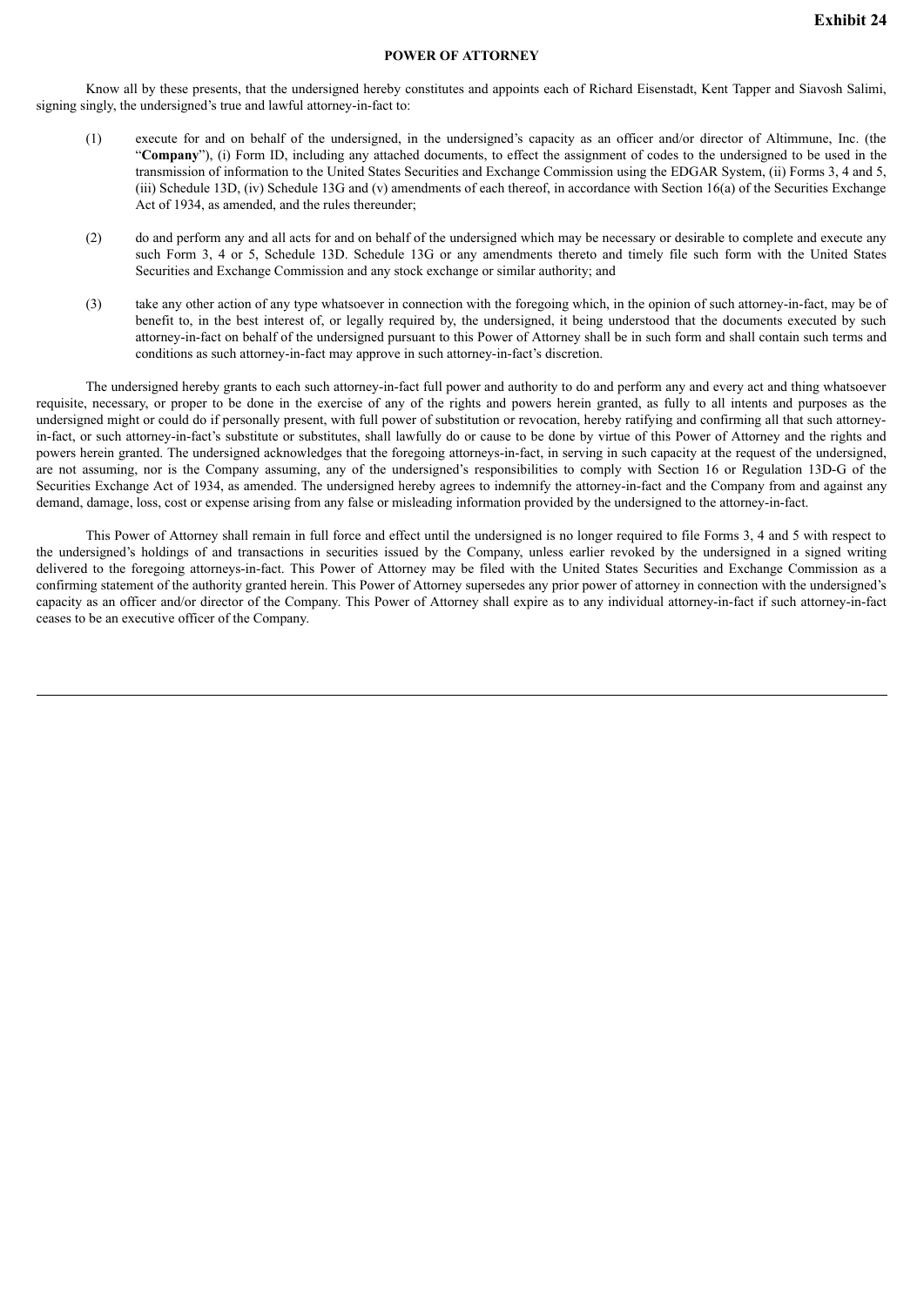**Exhibit 24**

# POWER OF ATTORNEY

Know all by these presents, that the undersigned hereby constitutes and appoints each of Richard Eisenstadt, Kent Tapper and Siavosh Salimi, signing singly, the undersigned's true and lawful attorney-in-fact to:

(1) execute for and on behalf of the undersigned, in the undersigned's capacity as an officer and/or director of Altimmune, Inc. (the "**Company**"), (i) Form ID, including any attached documents, to effect the assignment of codes to the undersigned to be used in the transmission of information to the United States Securities and Exchange Commission using the EDGAR System, (ii) Forms 3, 4 and 5, (iii) Schedule 13D, (iv) Schedule 13G and (v) amendments of each thereof, in accordance with Section 16(a) of the Securities Exchange Act of 1934, as amended, and the rules thereunder;

(2) do and perform any and all acts for and on behalf of the undersigned which may be necessary or desirable to complete and execute any such Form 3, 4 or 5, Schedule 13D. Schedule 13G or any amendments thereto and timely file such form with the United States Securities and Exchange Commission and any stock exchange or similar authority; and

(3) take any other action of any type whatsoever in connection with the foregoing which, in the opinion of such attorney-in-fact, may be of benefit to, in the best interest of, or legally required by, the undersigned, it being understood that the documents executed by such attorney-in-fact on behalf of the undersigned pursuant to this Power of Attorney shall be in such form and shall contain such terms and conditions as such attorney-in-fact may approve in such attorney-in-fact's discretion.

The undersigned hereby grants to each such attorney-in-fact full power and authority to do and perform any and every act and thing whatsoever requisite, necessary, or proper to be done in the exercise of any of the rights and powers herein granted, as fully to all intents and purposes as the undersigned might or could do if personally present, with full power of substitution or revocation, hereby ratifying and confirming all that such attorney-in-fact, or such attorney-in-fact's substitute or substitutes, shall lawfully do or cause to be done by virtue of this Power of Attorney and the rights and powers herein granted. The undersigned acknowledges that the foregoing attorneys-in-fact, in serving in such capacity at the request of the undersigned, are not assuming, nor is the Company assuming, any of the undersigned's responsibilities to comply with Section 16 or Regulation 13D-G of the Securities Exchange Act of 1934, as amended. The undersigned hereby agrees to indemnify the attorney-in-fact and the Company from and against any demand, damage, loss, cost or expense arising from any false or misleading information provided by the undersigned to the attorney-in-fact.

This Power of Attorney shall remain in full force and effect until the undersigned is no longer required to file Forms 3, 4 and 5 with respect to the undersigned's holdings of and transactions in securities issued by the Company, unless earlier revoked by the undersigned in a signed writing delivered to the foregoing attorneys-in-fact. This Power of Attorney may be filed with the United States Securities and Exchange Commission as a confirming statement of the authority granted herein. This Power of Attorney supersedes any prior power of attorney in connection with the undersigned's capacity as an officer and/or director of the Company. This Power of Attorney shall expire as to any individual attorney-in-fact if such attorney-in-fact ceases to be an executive officer of the Company.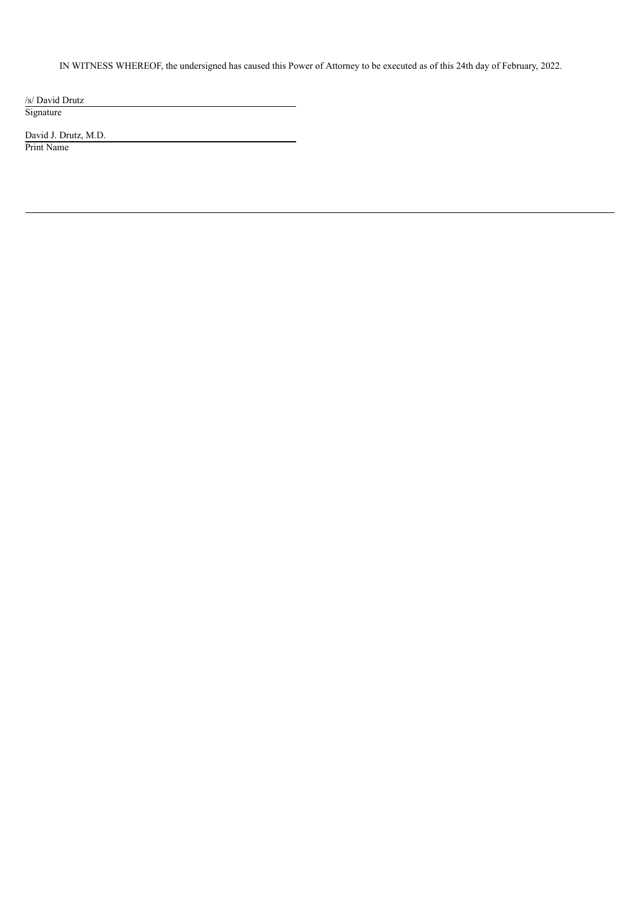IN WITNESS WHEREOF, the undersigned has caused this Power of Attorney to be executed as of this 24th day of February, 2022.

/s/ David Drutz
Signature

David J. Drutz, M.D.
Print Name